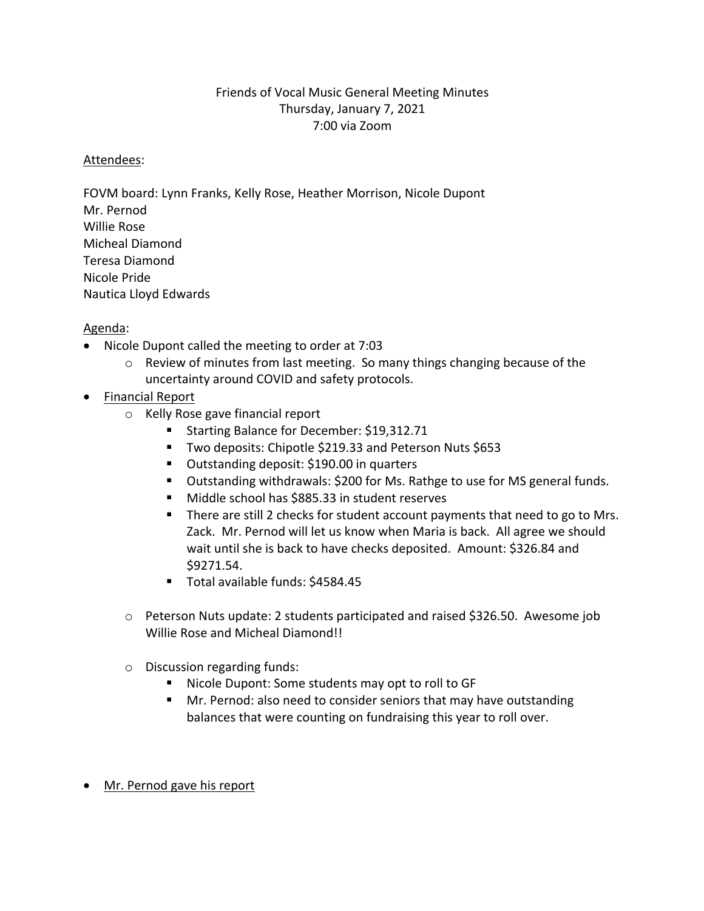Friends of Vocal Music General Meeting Minutes
Thursday, January 7, 2021
7:00 via Zoom

Attendees:

FOVM board: Lynn Franks, Kelly Rose, Heather Morrison, Nicole Dupont
Mr. Pernod
Willie Rose
Micheal Diamond
Teresa Diamond
Nicole Pride
Nautica Lloyd Edwards

Agenda:

- Nicole Dupont called the meeting to order at 7:03
  - Review of minutes from last meeting. So many things changing because of the uncertainty around COVID and safety protocols.
- Financial Report
  - Kelly Rose gave financial report
    - Starting Balance for December: $19,312.71
    - Two deposits: Chipotle $219.33 and Peterson Nuts $653
    - Outstanding deposit: $190.00 in quarters
    - Outstanding withdrawals: $200 for Ms. Rathge to use for MS general funds.
    - Middle school has $885.33 in student reserves
    - There are still 2 checks for student account payments that need to go to Mrs. Zack. Mr. Pernod will let us know when Maria is back. All agree we should wait until she is back to have checks deposited. Amount: $326.84 and $9271.54.
    - Total available funds: $4584.45
  - Peterson Nuts update: 2 students participated and raised $326.50. Awesome job Willie Rose and Micheal Diamond!!
  - Discussion regarding funds:
    - Nicole Dupont: Some students may opt to roll to GF
    - Mr. Pernod: also need to consider seniors that may have outstanding balances that were counting on fundraising this year to roll over.
- Mr. Pernod gave his report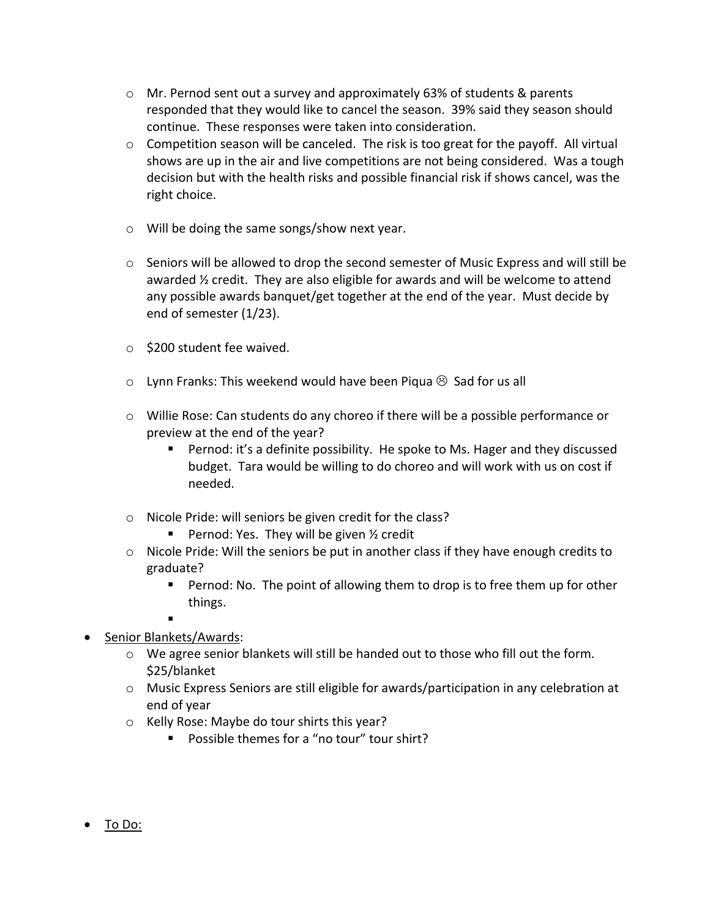- Mr. Pernod sent out a survey and approximately 63% of students & parents responded that they would like to cancel the season. 39% said they season should continue. These responses were taken into consideration.
- Competition season will be canceled. The risk is too great for the payoff. All virtual shows are up in the air and live competitions are not being considered. Was a tough decision but with the health risks and possible financial risk if shows cancel, was the right choice.
- Will be doing the same songs/show next year.
- Seniors will be allowed to drop the second semester of Music Express and will still be awarded ½ credit. They are also eligible for awards and will be welcome to attend any possible awards banquet/get together at the end of the year. Must decide by end of semester (1/23).
- $200 student fee waived.
- Lynn Franks: This weekend would have been Piqua ☹ Sad for us all
- Willie Rose: Can students do any choreo if there will be a possible performance or preview at the end of the year?
  - Pernod: it's a definite possibility. He spoke to Ms. Hager and they discussed budget. Tara would be willing to do choreo and will work with us on cost if needed.
- Nicole Pride: will seniors be given credit for the class?
  - Pernod: Yes. They will be given ½ credit
- Nicole Pride: Will the seniors be put in another class if they have enough credits to graduate?
  - Pernod: No. The point of allowing them to drop is to free them up for other things.
  -

- <u>Senior Blankets/Awards</u>:
  - We agree senior blankets will still be handed out to those who fill out the form. $25/blanket
  - Music Express Seniors are still eligible for awards/participation in any celebration at end of year
  - Kelly Rose: Maybe do tour shirts this year?
    - Possible themes for a "no tour" tour shirt?

- <u>To Do:</u>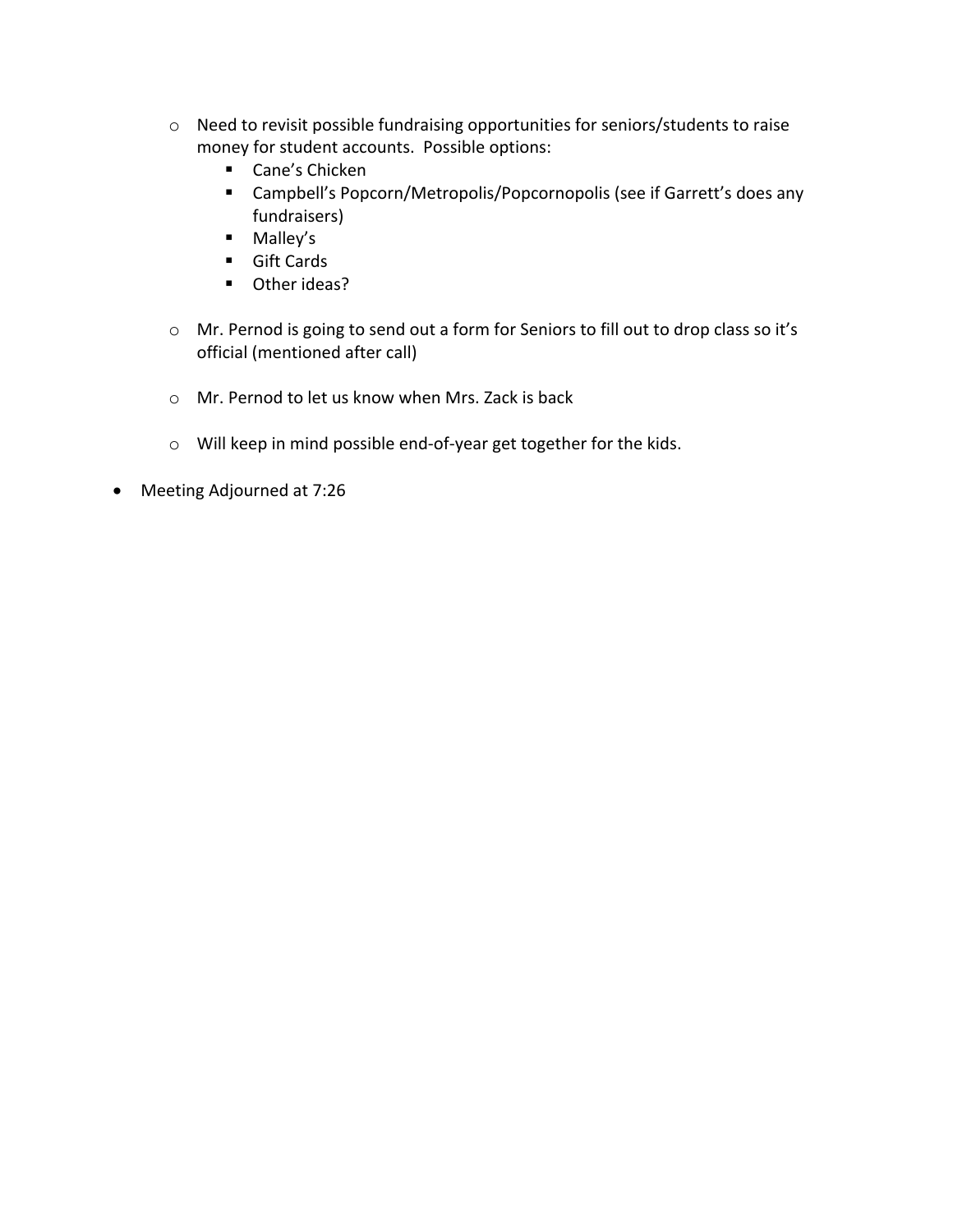- Need to revisit possible fundraising opportunities for seniors/students to raise money for student accounts. Possible options:
    - Cane's Chicken
    - Campbell's Popcorn/Metropolis/Popcornopolis (see if Garrett's does any fundraisers)
    - Malley's
    - Gift Cards
    - Other ideas?

  - Mr. Pernod is going to send out a form for Seniors to fill out to drop class so it's official (mentioned after call)

  - Mr. Pernod to let us know when Mrs. Zack is back

  - Will keep in mind possible end-of-year get together for the kids.

- Meeting Adjourned at 7:26